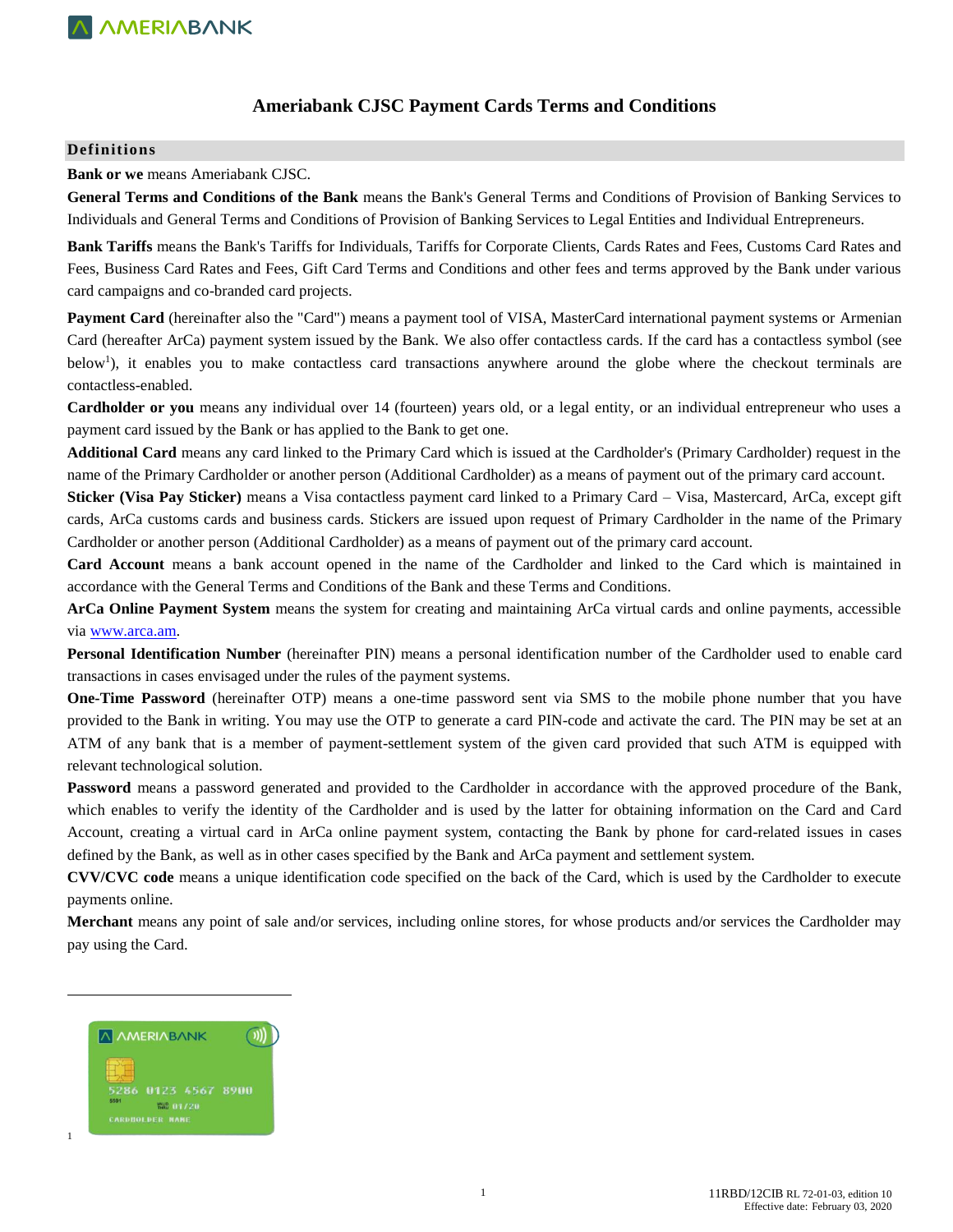# Ameriabank CJSC Payment Cards Terms and Conditions

## Definitions

**Bank or we** means Ameriabank CJSC.

**General Terms and Conditions of the Bank** means the Bank's General Terms and Conditions of Provision of Banking Services to Individuals and General Terms and Conditions of Provision of Banking Services to Legal Entities and Individual Entrepreneurs.

**Bank Tariffs** means the Bank's Tariffs for Individuals, Tariffs for Corporate Clients, Cards Rates and Fees, Customs Card Rates and Fees, Business Card Rates and Fees, Gift Card Terms and Conditions and other fees and terms approved by the Bank under various card campaigns and co-branded card projects.

**Payment Card** (hereinafter also the "Card") means a payment tool of VISA, MasterCard international payment systems or Armenian Card (hereafter ArCa) payment system issued by the Bank. We also offer contactless cards. If the card has a contactless symbol (see below[1]), it enables you to make contactless card transactions anywhere around the globe where the checkout terminals are contactless-enabled.

**Cardholder or you** means any individual over 14 (fourteen) years old, or a legal entity, or an individual entrepreneur who uses a payment card issued by the Bank or has applied to the Bank to get one.

**Additional Card** means any card linked to the Primary Card which is issued at the Cardholder's (Primary Cardholder) request in the name of the Primary Cardholder or another person (Additional Cardholder) as a means of payment out of the primary card account.

**Sticker (Visa Pay Sticker)** means a Visa contactless payment card linked to a Primary Card – Visa, Mastercard, ArCa, except gift cards, ArCa customs cards and business cards. Stickers are issued upon request of Primary Cardholder in the name of the Primary Cardholder or another person (Additional Cardholder) as a means of payment out of the primary card account.

**Card Account** means a bank account opened in the name of the Cardholder and linked to the Card which is maintained in accordance with the General Terms and Conditions of the Bank and these Terms and Conditions.

**ArCa Online Payment System** means the system for creating and maintaining ArCa virtual cards and online payments, accessible via www.arca.am.

**Personal Identification Number** (hereinafter PIN) means a personal identification number of the Cardholder used to enable card transactions in cases envisaged under the rules of the payment systems.

**One-Time Password** (hereinafter OTP) means a one-time password sent via SMS to the mobile phone number that you have provided to the Bank in writing. You may use the OTP to generate a card PIN-code and activate the card. The PIN may be set at an ATM of any bank that is a member of payment-settlement system of the given card provided that such ATM is equipped with relevant technological solution.

**Password** means a password generated and provided to the Cardholder in accordance with the approved procedure of the Bank, which enables to verify the identity of the Cardholder and is used by the latter for obtaining information on the Card and Card Account, creating a virtual card in ArCa online payment system, contacting the Bank by phone for card-related issues in cases defined by the Bank, as well as in other cases specified by the Bank and ArCa payment and settlement system.

**CVV/CVC code** means a unique identification code specified on the back of the Card, which is used by the Cardholder to execute payments online.

**Merchant** means any point of sale and/or services, including online stores, for whose products and/or services the Cardholder may pay using the Card.

---

[1]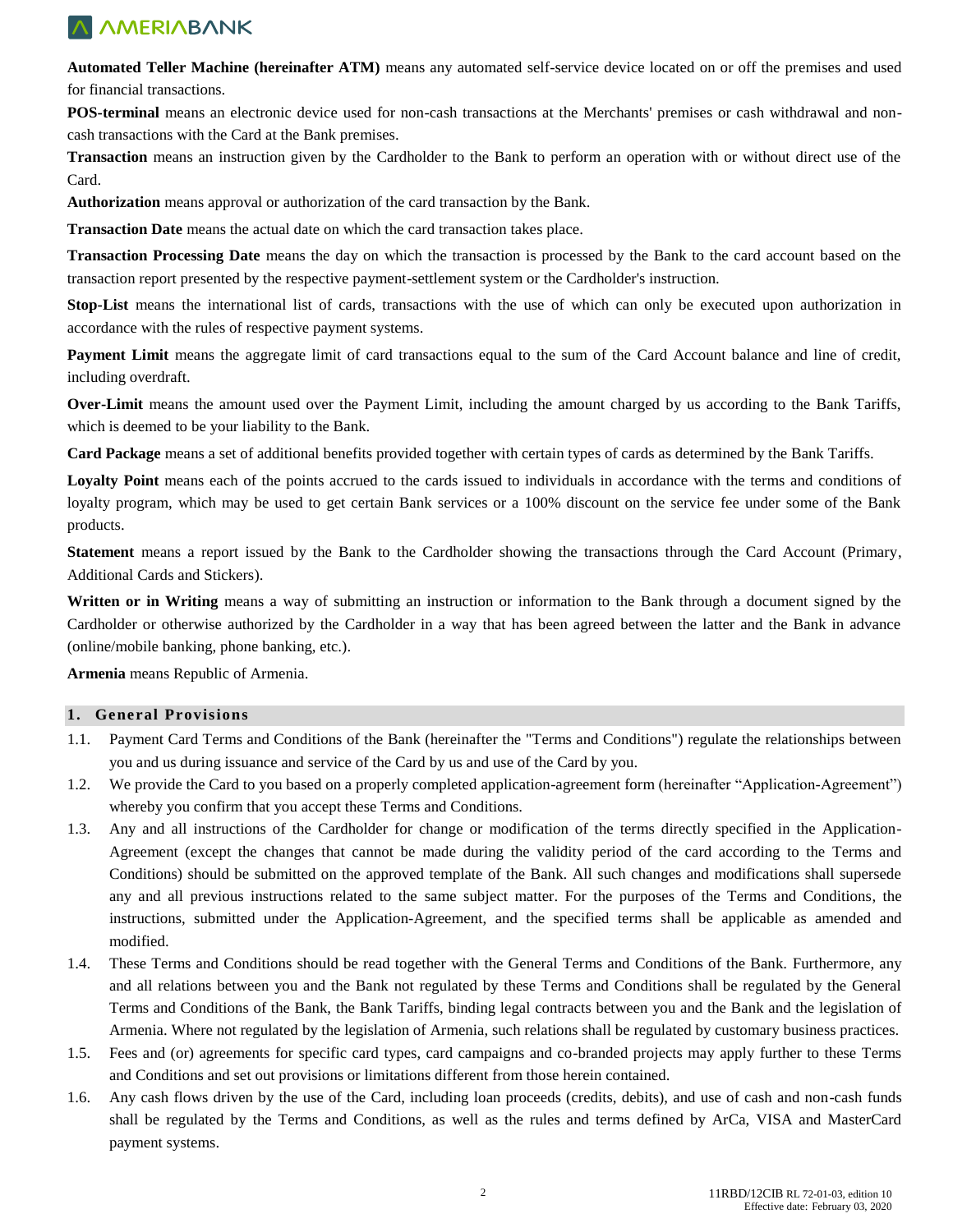**Automated Teller Machine (hereinafter ATM)** means any automated self-service device located on or off the premises and used for financial transactions.

**POS-terminal** means an electronic device used for non-cash transactions at the Merchants' premises or cash withdrawal and non-cash transactions with the Card at the Bank premises.

**Transaction** means an instruction given by the Cardholder to the Bank to perform an operation with or without direct use of the Card.

**Authorization** means approval or authorization of the card transaction by the Bank.

**Transaction Date** means the actual date on which the card transaction takes place.

**Transaction Processing Date** means the day on which the transaction is processed by the Bank to the card account based on the transaction report presented by the respective payment-settlement system or the Cardholder's instruction.

**Stop-List** means the international list of cards, transactions with the use of which can only be executed upon authorization in accordance with the rules of respective payment systems.

**Payment Limit** means the aggregate limit of card transactions equal to the sum of the Card Account balance and line of credit, including overdraft.

**Over-Limit** means the amount used over the Payment Limit, including the amount charged by us according to the Bank Tariffs, which is deemed to be your liability to the Bank.

**Card Package** means a set of additional benefits provided together with certain types of cards as determined by the Bank Tariffs.

**Loyalty Point** means each of the points accrued to the cards issued to individuals in accordance with the terms and conditions of loyalty program, which may be used to get certain Bank services or a 100% discount on the service fee under some of the Bank products.

**Statement** means a report issued by the Bank to the Cardholder showing the transactions through the Card Account (Primary, Additional Cards and Stickers).

**Written or in Writing** means a way of submitting an instruction or information to the Bank through a document signed by the Cardholder or otherwise authorized by the Cardholder in a way that has been agreed between the latter and the Bank in advance (online/mobile banking, phone banking, etc.).

**Armenia** means Republic of Armenia.

## 1. General Provisions

1.1. Payment Card Terms and Conditions of the Bank (hereinafter the "Terms and Conditions") regulate the relationships between you and us during issuance and service of the Card by us and use of the Card by you.

1.2. We provide the Card to you based on a properly completed application-agreement form (hereinafter "Application-Agreement") whereby you confirm that you accept these Terms and Conditions.

1.3. Any and all instructions of the Cardholder for change or modification of the terms directly specified in the Application-Agreement (except the changes that cannot be made during the validity period of the card according to the Terms and Conditions) should be submitted on the approved template of the Bank. All such changes and modifications shall supersede any and all previous instructions related to the same subject matter. For the purposes of the Terms and Conditions, the instructions, submitted under the Application-Agreement, and the specified terms shall be applicable as amended and modified.

1.4. These Terms and Conditions should be read together with the General Terms and Conditions of the Bank. Furthermore, any and all relations between you and the Bank not regulated by these Terms and Conditions shall be regulated by the General Terms and Conditions of the Bank, the Bank Tariffs, binding legal contracts between you and the Bank and the legislation of Armenia. Where not regulated by the legislation of Armenia, such relations shall be regulated by customary business practices.

1.5. Fees and (or) agreements for specific card types, card campaigns and co-branded projects may apply further to these Terms and Conditions and set out provisions or limitations different from those herein contained.

1.6. Any cash flows driven by the use of the Card, including loan proceeds (credits, debits), and use of cash and non-cash funds shall be regulated by the Terms and Conditions, as well as the rules and terms defined by ArCa, VISA and MasterCard payment systems.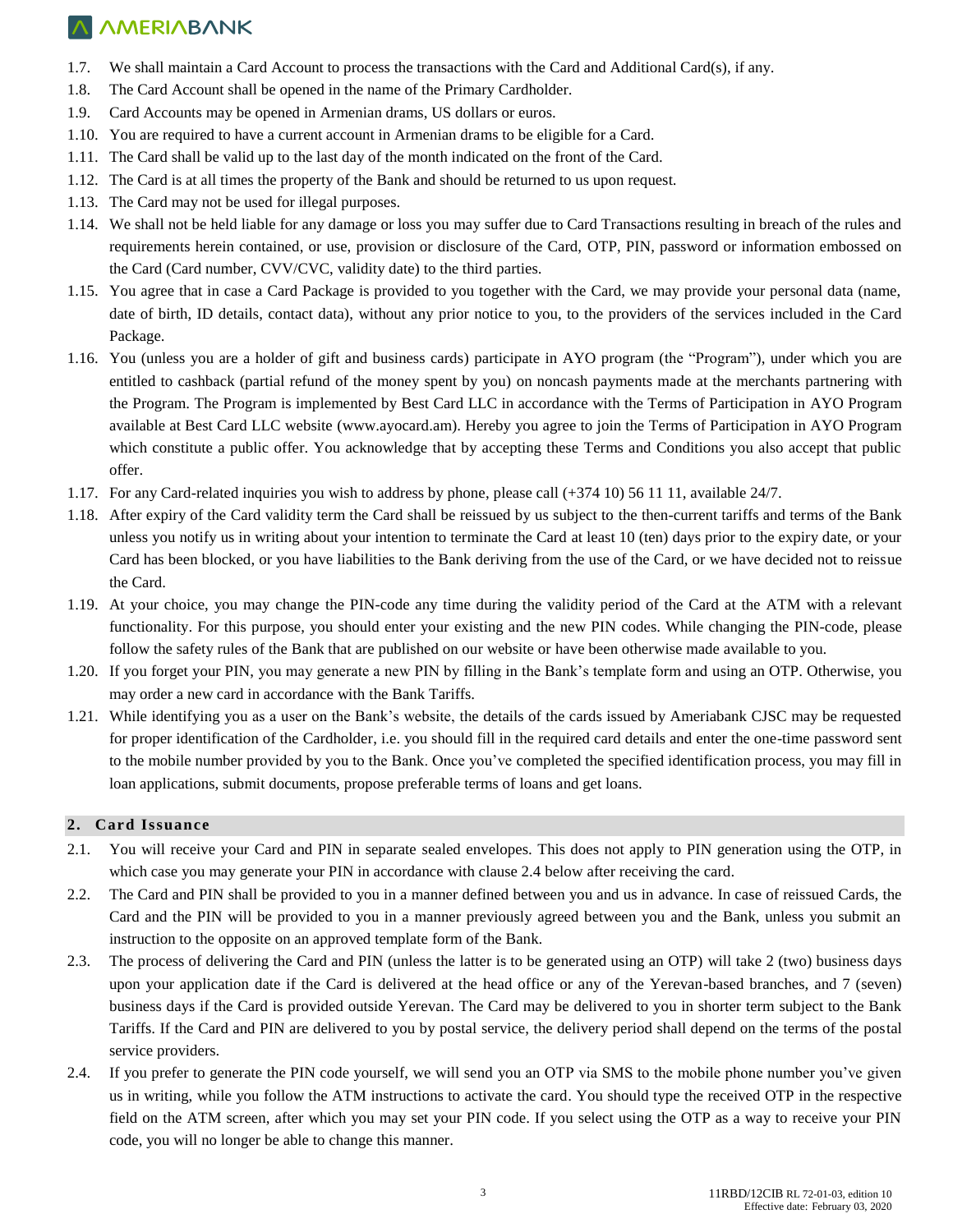1.7. We shall maintain a Card Account to process the transactions with the Card and Additional Card(s), if any.

1.8. The Card Account shall be opened in the name of the Primary Cardholder.

1.9. Card Accounts may be opened in Armenian drams, US dollars or euros.

1.10. You are required to have a current account in Armenian drams to be eligible for a Card.

1.11. The Card shall be valid up to the last day of the month indicated on the front of the Card.

1.12. The Card is at all times the property of the Bank and should be returned to us upon request.

1.13. The Card may not be used for illegal purposes.

1.14. We shall not be held liable for any damage or loss you may suffer due to Card Transactions resulting in breach of the rules and requirements herein contained, or use, provision or disclosure of the Card, OTP, PIN, password or information embossed on the Card (Card number, CVV/CVC, validity date) to the third parties.

1.15. You agree that in case a Card Package is provided to you together with the Card, we may provide your personal data (name, date of birth, ID details, contact data), without any prior notice to you, to the providers of the services included in the Card Package.

1.16. You (unless you are a holder of gift and business cards) participate in AYO program (the "Program"), under which you are entitled to cashback (partial refund of the money spent by you) on noncash payments made at the merchants partnering with the Program. The Program is implemented by Best Card LLC in accordance with the Terms of Participation in AYO Program available at Best Card LLC website (www.ayocard.am). Hereby you agree to join the Terms of Participation in AYO Program which constitute a public offer. You acknowledge that by accepting these Terms and Conditions you also accept that public offer.

1.17. For any Card-related inquiries you wish to address by phone, please call (+374 10) 56 11 11, available 24/7.

1.18. After expiry of the Card validity term the Card shall be reissued by us subject to the then-current tariffs and terms of the Bank unless you notify us in writing about your intention to terminate the Card at least 10 (ten) days prior to the expiry date, or your Card has been blocked, or you have liabilities to the Bank deriving from the use of the Card, or we have decided not to reissue the Card.

1.19. At your choice, you may change the PIN-code any time during the validity period of the Card at the ATM with a relevant functionality. For this purpose, you should enter your existing and the new PIN codes. While changing the PIN-code, please follow the safety rules of the Bank that are published on our website or have been otherwise made available to you.

1.20. If you forget your PIN, you may generate a new PIN by filling in the Bank's template form and using an OTP. Otherwise, you may order a new card in accordance with the Bank Tariffs.

1.21. While identifying you as a user on the Bank's website, the details of the cards issued by Ameriabank CJSC may be requested for proper identification of the Cardholder, i.e. you should fill in the required card details and enter the one-time password sent to the mobile number provided by you to the Bank. Once you've completed the specified identification process, you may fill in loan applications, submit documents, propose preferable terms of loans and get loans.

## 2. Card Issuance

2.1. You will receive your Card and PIN in separate sealed envelopes. This does not apply to PIN generation using the OTP, in which case you may generate your PIN in accordance with clause 2.4 below after receiving the card.

2.2. The Card and PIN shall be provided to you in a manner defined between you and us in advance. In case of reissued Cards, the Card and the PIN will be provided to you in a manner previously agreed between you and the Bank, unless you submit an instruction to the opposite on an approved template form of the Bank.

2.3. The process of delivering the Card and PIN (unless the latter is to be generated using an OTP) will take 2 (two) business days upon your application date if the Card is delivered at the head office or any of the Yerevan-based branches, and 7 (seven) business days if the Card is provided outside Yerevan. The Card may be delivered to you in shorter term subject to the Bank Tariffs. If the Card and PIN are delivered to you by postal service, the delivery period shall depend on the terms of the postal service providers.

2.4. If you prefer to generate the PIN code yourself, we will send you an OTP via SMS to the mobile phone number you've given us in writing, while you follow the ATM instructions to activate the card. You should type the received OTP in the respective field on the ATM screen, after which you may set your PIN code. If you select using the OTP as a way to receive your PIN code, you will no longer be able to change this manner.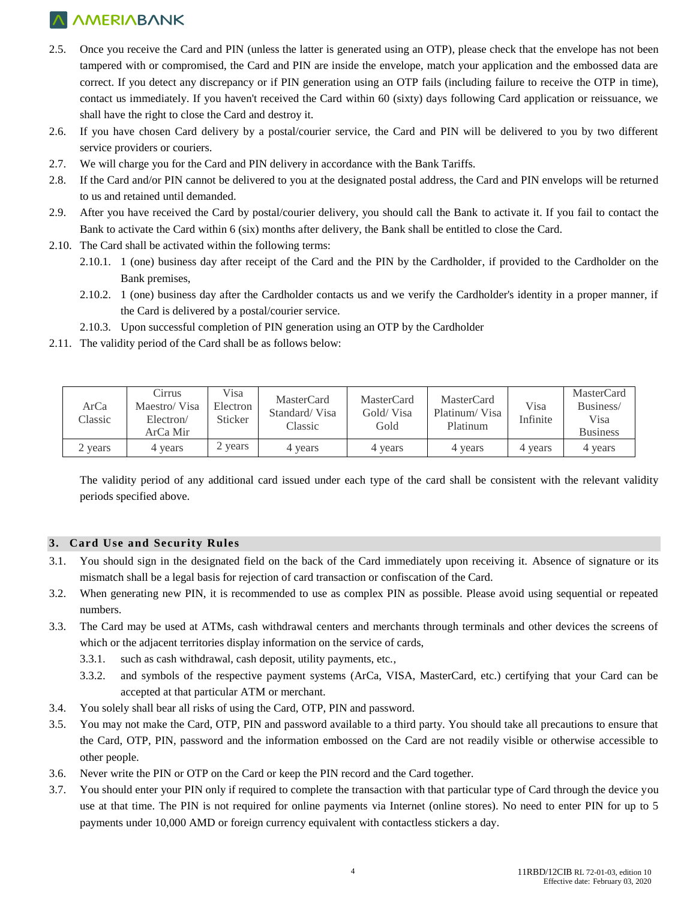2.5. Once you receive the Card and PIN (unless the latter is generated using an OTP), please check that the envelope has not been tampered with or compromised, the Card and PIN are inside the envelope, match your application and the embossed data are correct. If you detect any discrepancy or if PIN generation using an OTP fails (including failure to receive the OTP in time), contact us immediately. If you haven't received the Card within 60 (sixty) days following Card application or reissuance, we shall have the right to close the Card and destroy it.

2.6. If you have chosen Card delivery by a postal/courier service, the Card and PIN will be delivered to you by two different service providers or couriers.

2.7. We will charge you for the Card and PIN delivery in accordance with the Bank Tariffs.

2.8. If the Card and/or PIN cannot be delivered to you at the designated postal address, the Card and PIN envelops will be returned to us and retained until demanded.

2.9. After you have received the Card by postal/courier delivery, you should call the Bank to activate it. If you fail to contact the Bank to activate the Card within 6 (six) months after delivery, the Bank shall be entitled to close the Card.

2.10. The Card shall be activated within the following terms:

2.10.1. 1 (one) business day after receipt of the Card and the PIN by the Cardholder, if provided to the Cardholder on the Bank premises,

2.10.2. 1 (one) business day after the Cardholder contacts us and we verify the Cardholder's identity in a proper manner, if the Card is delivered by a postal/courier service.

2.10.3. Upon successful completion of PIN generation using an OTP by the Cardholder

2.11. The validity period of the Card shall be as follows below:

| ArCa Classic | Cirrus Maestro/ Visa Electron/ ArCa Mir | Visa Electron Sticker | MasterCard Standard/ Visa Classic | MasterCard Gold/ Visa Gold | MasterCard Platinum/ Visa Platinum | Visa Infinite | MasterCard Business/ Visa Business |
|---|---|---|---|---|---|---|---|
| 2 years | 4 years | 2 years | 4 years | 4 years | 4 years | 4 years | 4 years |

The validity period of any additional card issued under each type of the card shall be consistent with the relevant validity periods specified above.

## 3. Card Use and Security Rules

3.1. You should sign in the designated field on the back of the Card immediately upon receiving it. Absence of signature or its mismatch shall be a legal basis for rejection of card transaction or confiscation of the Card.

3.2. When generating new PIN, it is recommended to use as complex PIN as possible. Please avoid using sequential or repeated numbers.

3.3. The Card may be used at ATMs, cash withdrawal centers and merchants through terminals and other devices the screens of which or the adjacent territories display information on the service of cards,

3.3.1. such as cash withdrawal, cash deposit, utility payments, etc.,

3.3.2. and symbols of the respective payment systems (ArCa, VISA, MasterCard, etc.) certifying that your Card can be accepted at that particular ATM or merchant.

3.4. You solely shall bear all risks of using the Card, OTP, PIN and password.

3.5. You may not make the Card, OTP, PIN and password available to a third party. You should take all precautions to ensure that the Card, OTP, PIN, password and the information embossed on the Card are not readily visible or otherwise accessible to other people.

3.6. Never write the PIN or OTP on the Card or keep the PIN record and the Card together.

3.7. You should enter your PIN only if required to complete the transaction with that particular type of Card through the device you use at that time. The PIN is not required for online payments via Internet (online stores). No need to enter PIN for up to 5 payments under 10,000 AMD or foreign currency equivalent with contactless stickers a day.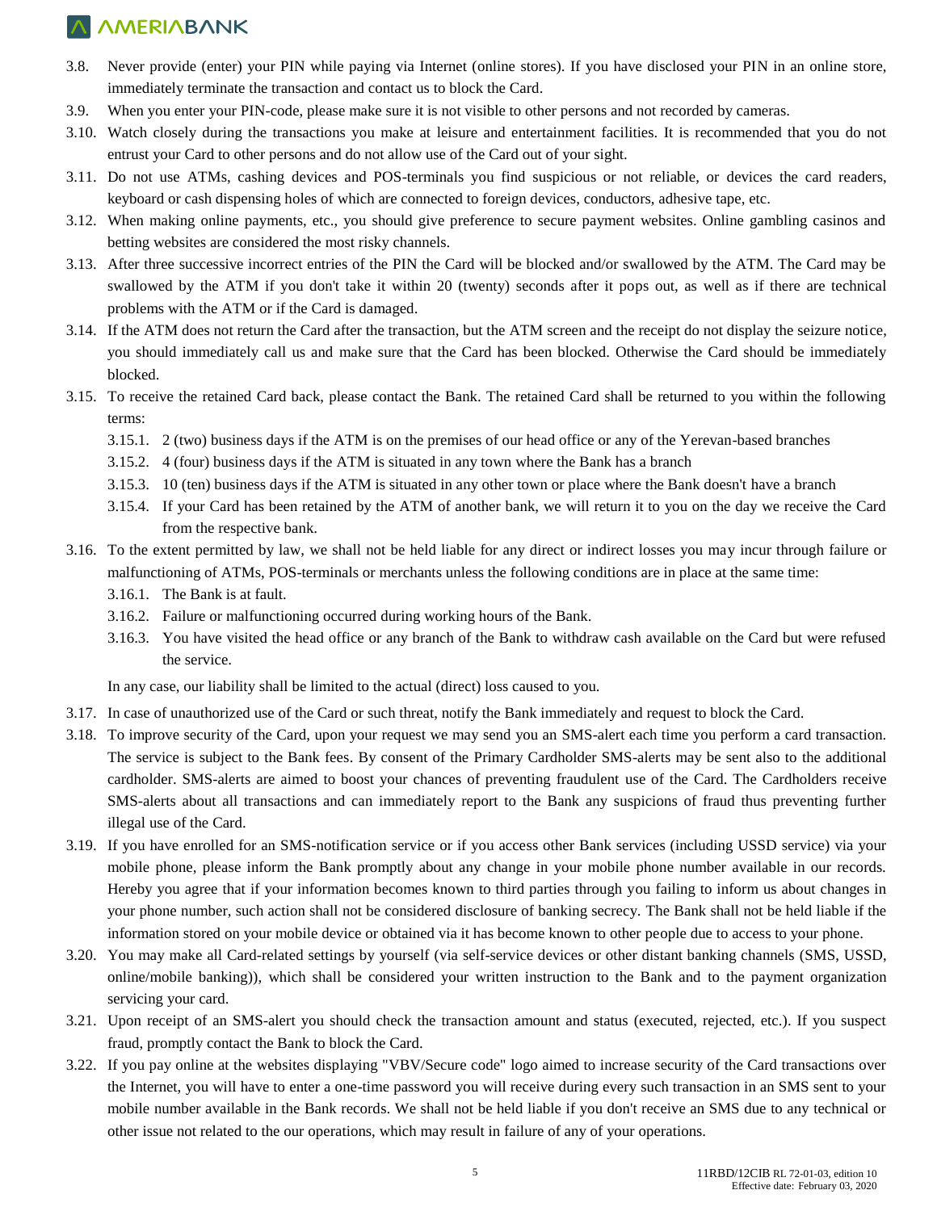3.8. Never provide (enter) your PIN while paying via Internet (online stores). If you have disclosed your PIN in an online store, immediately terminate the transaction and contact us to block the Card.

3.9. When you enter your PIN-code, please make sure it is not visible to other persons and not recorded by cameras.

3.10. Watch closely during the transactions you make at leisure and entertainment facilities. It is recommended that you do not entrust your Card to other persons and do not allow use of the Card out of your sight.

3.11. Do not use ATMs, cashing devices and POS-terminals you find suspicious or not reliable, or devices the card readers, keyboard or cash dispensing holes of which are connected to foreign devices, conductors, adhesive tape, etc.

3.12. When making online payments, etc., you should give preference to secure payment websites. Online gambling casinos and betting websites are considered the most risky channels.

3.13. After three successive incorrect entries of the PIN the Card will be blocked and/or swallowed by the ATM. The Card may be swallowed by the ATM if you don't take it within 20 (twenty) seconds after it pops out, as well as if there are technical problems with the ATM or if the Card is damaged.

3.14. If the ATM does not return the Card after the transaction, but the ATM screen and the receipt do not display the seizure notice, you should immediately call us and make sure that the Card has been blocked. Otherwise the Card should be immediately blocked.

3.15. To receive the retained Card back, please contact the Bank. The retained Card shall be returned to you within the following terms:

   3.15.1. 2 (two) business days if the ATM is on the premises of our head office or any of the Yerevan-based branches

   3.15.2. 4 (four) business days if the ATM is situated in any town where the Bank has a branch

   3.15.3. 10 (ten) business days if the ATM is situated in any other town or place where the Bank doesn't have a branch

   3.15.4. If your Card has been retained by the ATM of another bank, we will return it to you on the day we receive the Card from the respective bank.

3.16. To the extent permitted by law, we shall not be held liable for any direct or indirect losses you may incur through failure or malfunctioning of ATMs, POS-terminals or merchants unless the following conditions are in place at the same time:

   3.16.1. The Bank is at fault.

   3.16.2. Failure or malfunctioning occurred during working hours of the Bank.

   3.16.3. You have visited the head office or any branch of the Bank to withdraw cash available on the Card but were refused the service.

   In any case, our liability shall be limited to the actual (direct) loss caused to you.

3.17. In case of unauthorized use of the Card or such threat, notify the Bank immediately and request to block the Card.

3.18. To improve security of the Card, upon your request we may send you an SMS-alert each time you perform a card transaction. The service is subject to the Bank fees. By consent of the Primary Cardholder SMS-alerts may be sent also to the additional cardholder. SMS-alerts are aimed to boost your chances of preventing fraudulent use of the Card. The Cardholders receive SMS-alerts about all transactions and can immediately report to the Bank any suspicions of fraud thus preventing further illegal use of the Card.

3.19. If you have enrolled for an SMS-notification service or if you access other Bank services (including USSD service) via your mobile phone, please inform the Bank promptly about any change in your mobile phone number available in our records. Hereby you agree that if your information becomes known to third parties through you failing to inform us about changes in your phone number, such action shall not be considered disclosure of banking secrecy. The Bank shall not be held liable if the information stored on your mobile device or obtained via it has become known to other people due to access to your phone.

3.20. You may make all Card-related settings by yourself (via self-service devices or other distant banking channels (SMS, USSD, online/mobile banking)), which shall be considered your written instruction to the Bank and to the payment organization servicing your card.

3.21. Upon receipt of an SMS-alert you should check the transaction amount and status (executed, rejected, etc.). If you suspect fraud, promptly contact the Bank to block the Card.

3.22. If you pay online at the websites displaying "VBV/Secure code" logo aimed to increase security of the Card transactions over the Internet, you will have to enter a one-time password you will receive during every such transaction in an SMS sent to your mobile number available in the Bank records. We shall not be held liable if you don't receive an SMS due to any technical or other issue not related to the our operations, which may result in failure of any of your operations.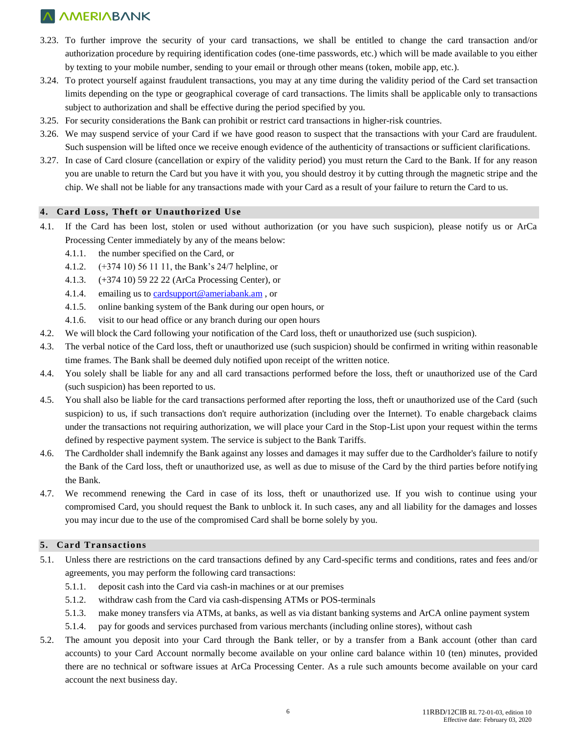3.23. To further improve the security of your card transactions, we shall be entitled to change the card transaction and/or authorization procedure by requiring identification codes (one-time passwords, etc.) which will be made available to you either by texting to your mobile number, sending to your email or through other means (token, mobile app, etc.).

3.24. To protect yourself against fraudulent transactions, you may at any time during the validity period of the Card set transaction limits depending on the type or geographical coverage of card transactions. The limits shall be applicable only to transactions subject to authorization and shall be effective during the period specified by you.

3.25. For security considerations the Bank can prohibit or restrict card transactions in higher-risk countries.

3.26. We may suspend service of your Card if we have good reason to suspect that the transactions with your Card are fraudulent. Such suspension will be lifted once we receive enough evidence of the authenticity of transactions or sufficient clarifications.

3.27. In case of Card closure (cancellation or expiry of the validity period) you must return the Card to the Bank. If for any reason you are unable to return the Card but you have it with you, you should destroy it by cutting through the magnetic stripe and the chip. We shall not be liable for any transactions made with your Card as a result of your failure to return the Card to us.

## 4. Card Loss, Theft or Unauthorized Use

4.1. If the Card has been lost, stolen or used without authorization (or you have such suspicion), please notify us or ArCa Processing Center immediately by any of the means below:

- 4.1.1. the number specified on the Card, or
- 4.1.2. (+374 10) 56 11 11, the Bank's 24/7 helpline, or
- 4.1.3. (+374 10) 59 22 22 (ArCa Processing Center), or
- 4.1.4. emailing us to cardsupport@ameriabank.am , or
- 4.1.5. online banking system of the Bank during our open hours, or
- 4.1.6. visit to our head office or any branch during our open hours

4.2. We will block the Card following your notification of the Card loss, theft or unauthorized use (such suspicion).

4.3. The verbal notice of the Card loss, theft or unauthorized use (such suspicion) should be confirmed in writing within reasonable time frames. The Bank shall be deemed duly notified upon receipt of the written notice.

4.4. You solely shall be liable for any and all card transactions performed before the loss, theft or unauthorized use of the Card (such suspicion) has been reported to us.

4.5. You shall also be liable for the card transactions performed after reporting the loss, theft or unauthorized use of the Card (such suspicion) to us, if such transactions don't require authorization (including over the Internet). To enable chargeback claims under the transactions not requiring authorization, we will place your Card in the Stop-List upon your request within the terms defined by respective payment system. The service is subject to the Bank Tariffs.

4.6. The Cardholder shall indemnify the Bank against any losses and damages it may suffer due to the Cardholder's failure to notify the Bank of the Card loss, theft or unauthorized use, as well as due to misuse of the Card by the third parties before notifying the Bank.

4.7. We recommend renewing the Card in case of its loss, theft or unauthorized use. If you wish to continue using your compromised Card, you should request the Bank to unblock it. In such cases, any and all liability for the damages and losses you may incur due to the use of the compromised Card shall be borne solely by you.

## 5. Card Transactions

5.1. Unless there are restrictions on the card transactions defined by any Card-specific terms and conditions, rates and fees and/or agreements, you may perform the following card transactions:

- 5.1.1. deposit cash into the Card via cash-in machines or at our premises
- 5.1.2. withdraw cash from the Card via cash-dispensing ATMs or POS-terminals
- 5.1.3. make money transfers via ATMs, at banks, as well as via distant banking systems and ArCA online payment system
- 5.1.4. pay for goods and services purchased from various merchants (including online stores), without cash

5.2. The amount you deposit into your Card through the Bank teller, or by a transfer from a Bank account (other than card accounts) to your Card Account normally become available on your online card balance within 10 (ten) minutes, provided there are no technical or software issues at ArCa Processing Center. As a rule such amounts become available on your card account the next business day.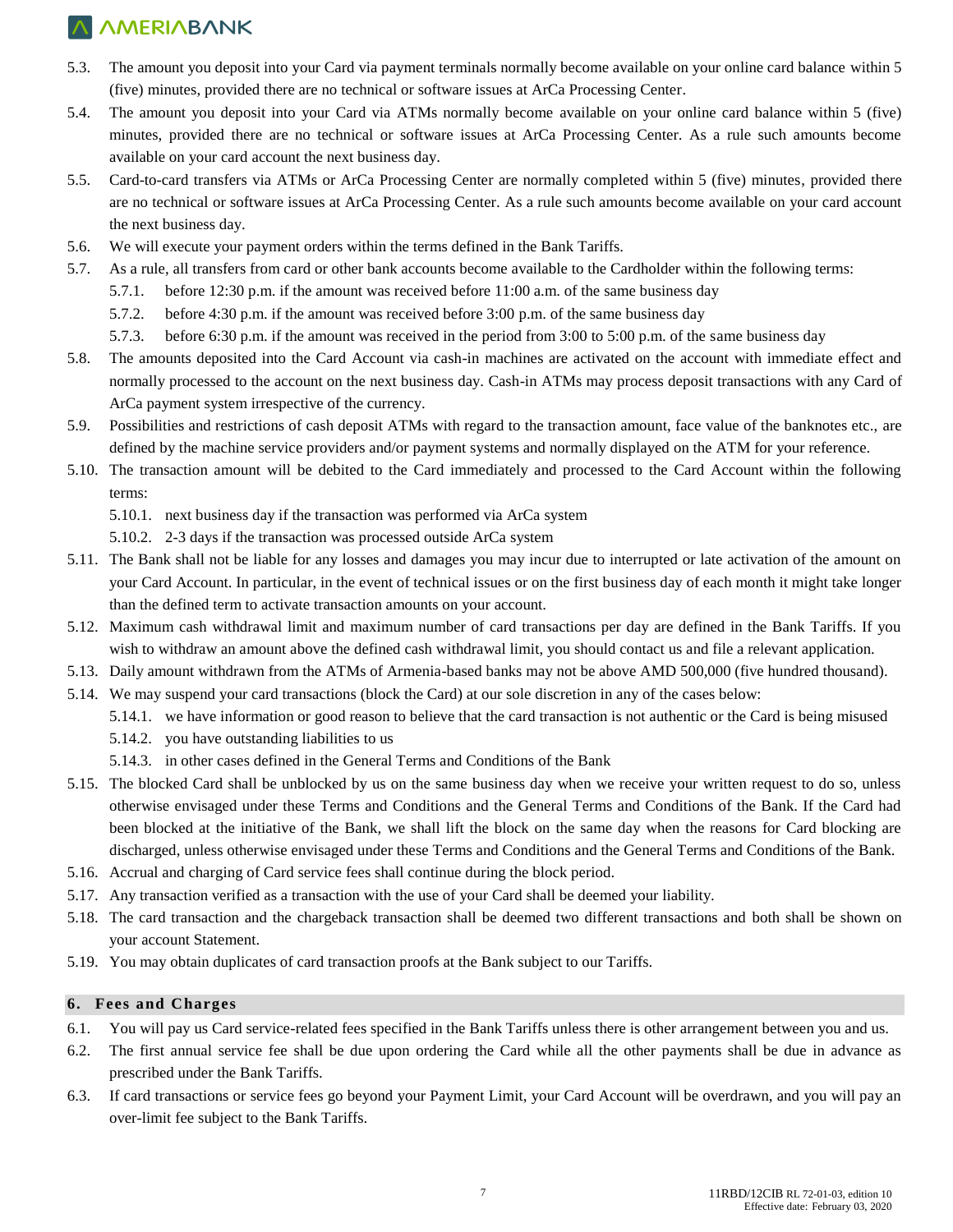5.3. The amount you deposit into your Card via payment terminals normally become available on your online card balance within 5 (five) minutes, provided there are no technical or software issues at ArCa Processing Center.

5.4. The amount you deposit into your Card via ATMs normally become available on your online card balance within 5 (five) minutes, provided there are no technical or software issues at ArCa Processing Center. As a rule such amounts become available on your card account the next business day.

5.5. Card-to-card transfers via ATMs or ArCa Processing Center are normally completed within 5 (five) minutes, provided there are no technical or software issues at ArCa Processing Center. As a rule such amounts become available on your card account the next business day.

5.6. We will execute your payment orders within the terms defined in the Bank Tariffs.

5.7. As a rule, all transfers from card or other bank accounts become available to the Cardholder within the following terms:

- 5.7.1. before 12:30 p.m. if the amount was received before 11:00 a.m. of the same business day
- 5.7.2. before 4:30 p.m. if the amount was received before 3:00 p.m. of the same business day
- 5.7.3. before 6:30 p.m. if the amount was received in the period from 3:00 to 5:00 p.m. of the same business day

5.8. The amounts deposited into the Card Account via cash-in machines are activated on the account with immediate effect and normally processed to the account on the next business day. Cash-in ATMs may process deposit transactions with any Card of ArCa payment system irrespective of the currency.

5.9. Possibilities and restrictions of cash deposit ATMs with regard to the transaction amount, face value of the banknotes etc., are defined by the machine service providers and/or payment systems and normally displayed on the ATM for your reference.

5.10. The transaction amount will be debited to the Card immediately and processed to the Card Account within the following terms:

- 5.10.1. next business day if the transaction was performed via ArCa system
- 5.10.2. 2-3 days if the transaction was processed outside ArCa system

5.11. The Bank shall not be liable for any losses and damages you may incur due to interrupted or late activation of the amount on your Card Account. In particular, in the event of technical issues or on the first business day of each month it might take longer than the defined term to activate transaction amounts on your account.

5.12. Maximum cash withdrawal limit and maximum number of card transactions per day are defined in the Bank Tariffs. If you wish to withdraw an amount above the defined cash withdrawal limit, you should contact us and file a relevant application.

5.13. Daily amount withdrawn from the ATMs of Armenia-based banks may not be above AMD 500,000 (five hundred thousand).

5.14. We may suspend your card transactions (block the Card) at our sole discretion in any of the cases below:

- 5.14.1. we have information or good reason to believe that the card transaction is not authentic or the Card is being misused
- 5.14.2. you have outstanding liabilities to us
- 5.14.3. in other cases defined in the General Terms and Conditions of the Bank

5.15. The blocked Card shall be unblocked by us on the same business day when we receive your written request to do so, unless otherwise envisaged under these Terms and Conditions and the General Terms and Conditions of the Bank. If the Card had been blocked at the initiative of the Bank, we shall lift the block on the same day when the reasons for Card blocking are discharged, unless otherwise envisaged under these Terms and Conditions and the General Terms and Conditions of the Bank.

5.16. Accrual and charging of Card service fees shall continue during the block period.

5.17. Any transaction verified as a transaction with the use of your Card shall be deemed your liability.

5.18. The card transaction and the chargeback transaction shall be deemed two different transactions and both shall be shown on your account Statement.

5.19. You may obtain duplicates of card transaction proofs at the Bank subject to our Tariffs.

## 6. Fees and Charges

6.1. You will pay us Card service-related fees specified in the Bank Tariffs unless there is other arrangement between you and us.

6.2. The first annual service fee shall be due upon ordering the Card while all the other payments shall be due in advance as prescribed under the Bank Tariffs.

6.3. If card transactions or service fees go beyond your Payment Limit, your Card Account will be overdrawn, and you will pay an over-limit fee subject to the Bank Tariffs.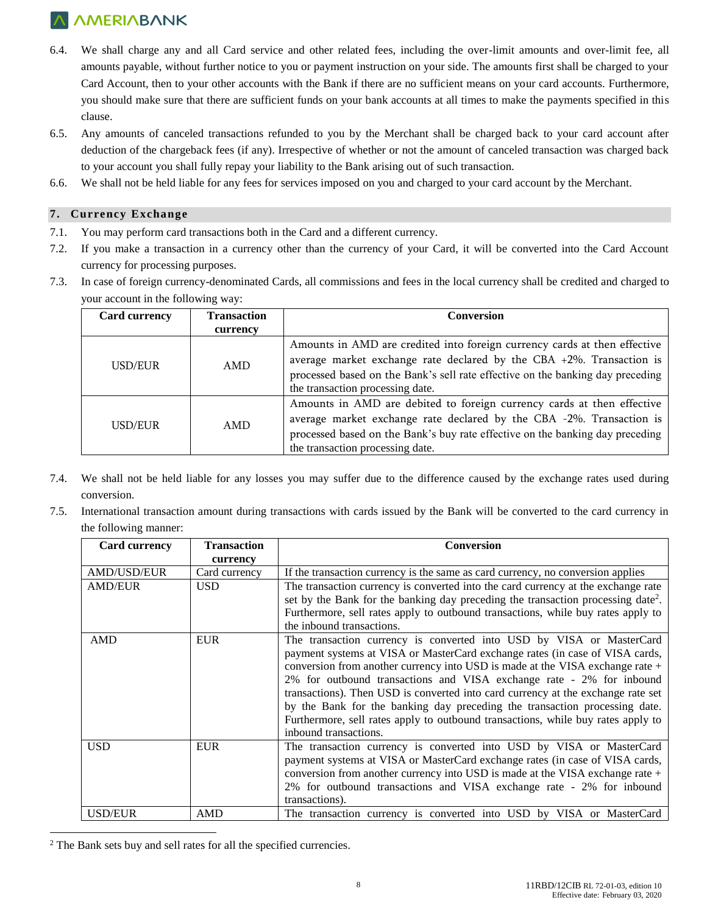6.4. We shall charge any and all Card service and other related fees, including the over-limit amounts and over-limit fee, all amounts payable, without further notice to you or payment instruction on your side. The amounts first shall be charged to your Card Account, then to your other accounts with the Bank if there are no sufficient means on your card accounts. Furthermore, you should make sure that there are sufficient funds on your bank accounts at all times to make the payments specified in this clause.

6.5. Any amounts of canceled transactions refunded to you by the Merchant shall be charged back to your card account after deduction of the chargeback fees (if any). Irrespective of whether or not the amount of canceled transaction was charged back to your account you shall fully repay your liability to the Bank arising out of such transaction.

6.6. We shall not be held liable for any fees for services imposed on you and charged to your card account by the Merchant.

## 7. Currency Exchange

7.1. You may perform card transactions both in the Card and a different currency.

7.2. If you make a transaction in a currency other than the currency of your Card, it will be converted into the Card Account currency for processing purposes.

7.3. In case of foreign currency-denominated Cards, all commissions and fees in the local currency shall be credited and charged to your account in the following way:

| Card currency | Transaction currency | Conversion |
|---|---|---|
| USD/EUR | AMD | Amounts in AMD are credited into foreign currency cards at then effective average market exchange rate declared by the CBA +2%. Transaction is processed based on the Bank's sell rate effective on the banking day preceding the transaction processing date. |
| USD/EUR | AMD | Amounts in AMD are debited to foreign currency cards at then effective average market exchange rate declared by the CBA -2%. Transaction is processed based on the Bank's buy rate effective on the banking day preceding the transaction processing date. |

7.4. We shall not be held liable for any losses you may suffer due to the difference caused by the exchange rates used during conversion.

7.5. International transaction amount during transactions with cards issued by the Bank will be converted to the card currency in the following manner:

| Card currency | Transaction currency | Conversion |
|---|---|---|
| AMD/USD/EUR | Card currency | If the transaction currency is the same as card currency, no conversion applies |
| AMD/EUR | USD | The transaction currency is converted into the card currency at the exchange rate set by the Bank for the banking day preceding the transaction processing date[2]. Furthermore, sell rates apply to outbound transactions, while buy rates apply to the inbound transactions. |
| AMD | EUR | The transaction currency is converted into USD by VISA or MasterCard payment systems at VISA or MasterCard exchange rates (in case of VISA cards, conversion from another currency into USD is made at the VISA exchange rate + 2% for outbound transactions and VISA exchange rate - 2% for inbound transactions). Then USD is converted into card currency at the exchange rate set by the Bank for the banking day preceding the transaction processing date. Furthermore, sell rates apply to outbound transactions, while buy rates apply to inbound transactions. |
| USD | EUR | The transaction currency is converted into USD by VISA or MasterCard payment systems at VISA or MasterCard exchange rates (in case of VISA cards, conversion from another currency into USD is made at the VISA exchange rate + 2% for outbound transactions and VISA exchange rate - 2% for inbound transactions). |
| USD/EUR | AMD | The transaction currency is converted into USD by VISA or MasterCard |

[2] The Bank sets buy and sell rates for all the specified currencies.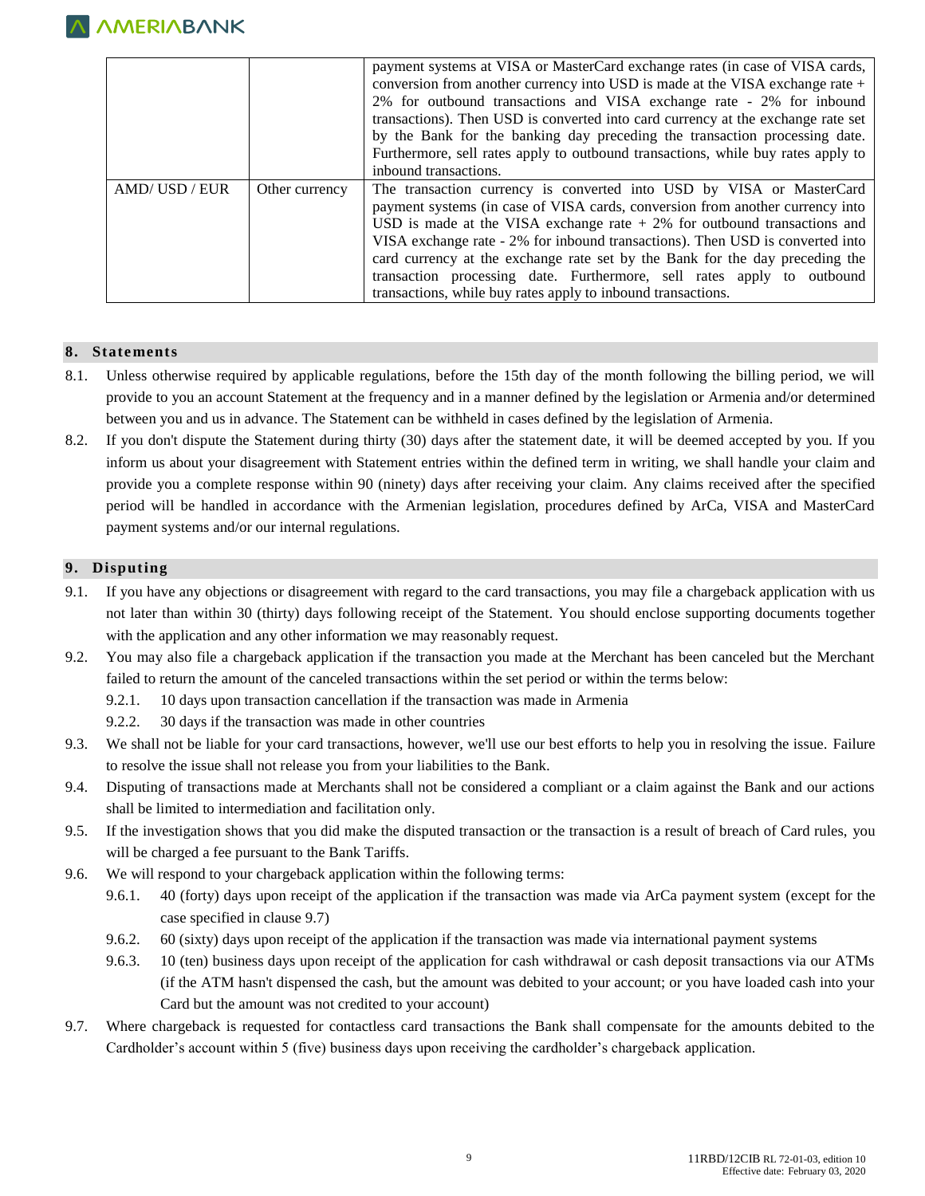| | | payment systems at VISA or MasterCard exchange rates (in case of VISA cards, conversion from another currency into USD is made at the VISA exchange rate + 2% for outbound transactions and VISA exchange rate - 2% for inbound transactions). Then USD is converted into card currency at the exchange rate set by the Bank for the banking day preceding the transaction processing date. Furthermore, sell rates apply to outbound transactions, while buy rates apply to inbound transactions. |
|---|---|---|
| AMD/ USD / EUR | Other currency | The transaction currency is converted into USD by VISA or MasterCard payment systems (in case of VISA cards, conversion from another currency into USD is made at the VISA exchange rate + 2% for outbound transactions and VISA exchange rate - 2% for inbound transactions). Then USD is converted into card currency at the exchange rate set by the Bank for the day preceding the transaction processing date. Furthermore, sell rates apply to outbound transactions, while buy rates apply to inbound transactions. |

## 8. Statements

8.1. Unless otherwise required by applicable regulations, before the 15th day of the month following the billing period, we will provide to you an account Statement at the frequency and in a manner defined by the legislation or Armenia and/or determined between you and us in advance. The Statement can be withheld in cases defined by the legislation of Armenia.

8.2. If you don't dispute the Statement during thirty (30) days after the statement date, it will be deemed accepted by you. If you inform us about your disagreement with Statement entries within the defined term in writing, we shall handle your claim and provide you a complete response within 90 (ninety) days after receiving your claim. Any claims received after the specified period will be handled in accordance with the Armenian legislation, procedures defined by ArCa, VISA and MasterCard payment systems and/or our internal regulations.

## 9. Disputing

9.1. If you have any objections or disagreement with regard to the card transactions, you may file a chargeback application with us not later than within 30 (thirty) days following receipt of the Statement. You should enclose supporting documents together with the application and any other information we may reasonably request.

9.2. You may also file a chargeback application if the transaction you made at the Merchant has been canceled but the Merchant failed to return the amount of the canceled transactions within the set period or within the terms below:

- 9.2.1. 10 days upon transaction cancellation if the transaction was made in Armenia
- 9.2.2. 30 days if the transaction was made in other countries

9.3. We shall not be liable for your card transactions, however, we'll use our best efforts to help you in resolving the issue. Failure to resolve the issue shall not release you from your liabilities to the Bank.

9.4. Disputing of transactions made at Merchants shall not be considered a compliant or a claim against the Bank and our actions shall be limited to intermediation and facilitation only.

9.5. If the investigation shows that you did make the disputed transaction or the transaction is a result of breach of Card rules, you will be charged a fee pursuant to the Bank Tariffs.

9.6. We will respond to your chargeback application within the following terms:

- 9.6.1. 40 (forty) days upon receipt of the application if the transaction was made via ArCa payment system (except for the case specified in clause 9.7)
- 9.6.2. 60 (sixty) days upon receipt of the application if the transaction was made via international payment systems
- 9.6.3. 10 (ten) business days upon receipt of the application for cash withdrawal or cash deposit transactions via our ATMs (if the ATM hasn't dispensed the cash, but the amount was debited to your account; or you have loaded cash into your Card but the amount was not credited to your account)

9.7. Where chargeback is requested for contactless card transactions the Bank shall compensate for the amounts debited to the Cardholder's account within 5 (five) business days upon receiving the cardholder's chargeback application.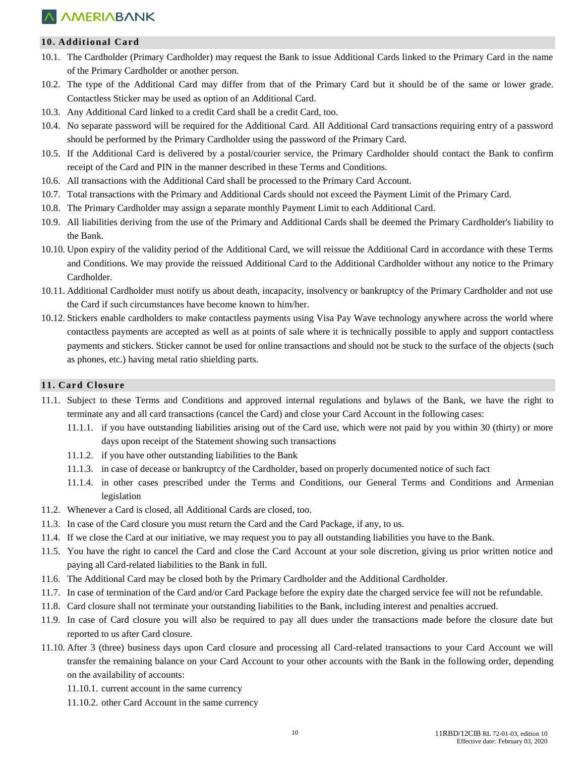## 10. Additional Card

10.1. The Cardholder (Primary Cardholder) may request the Bank to issue Additional Cards linked to the Primary Card in the name of the Primary Cardholder or another person.

10.2. The type of the Additional Card may differ from that of the Primary Card but it should be of the same or lower grade. Contactless Sticker may be used as option of an Additional Card.

10.3. Any Additional Card linked to a credit Card shall be a credit Card, too.

10.4. No separate password will be required for the Additional Card. All Additional Card transactions requiring entry of a password should be performed by the Primary Cardholder using the password of the Primary Card.

10.5. If the Additional Card is delivered by a postal/courier service, the Primary Cardholder should contact the Bank to confirm receipt of the Card and PIN in the manner described in these Terms and Conditions.

10.6. All transactions with the Additional Card shall be processed to the Primary Card Account.

10.7. Total transactions with the Primary and Additional Cards should not exceed the Payment Limit of the Primary Card.

10.8. The Primary Cardholder may assign a separate monthly Payment Limit to each Additional Card.

10.9. All liabilities deriving from the use of the Primary and Additional Cards shall be deemed the Primary Cardholder's liability to the Bank.

10.10. Upon expiry of the validity period of the Additional Card, we will reissue the Additional Card in accordance with these Terms and Conditions. We may provide the reissued Additional Card to the Additional Cardholder without any notice to the Primary Cardholder.

10.11. Additional Cardholder must notify us about death, incapacity, insolvency or bankruptcy of the Primary Cardholder and not use the Card if such circumstances have become known to him/her.

10.12. Stickers enable cardholders to make contactless payments using Visa Pay Wave technology anywhere across the world where contactless payments are accepted as well as at points of sale where it is technically possible to apply and support contactless payments and stickers. Sticker cannot be used for online transactions and should not be stuck to the surface of the objects (such as phones, etc.) having metal ratio shielding parts.

## 11. Card Closure

11.1. Subject to these Terms and Conditions and approved internal regulations and bylaws of the Bank, we have the right to terminate any and all card transactions (cancel the Card) and close your Card Account in the following cases:

- 11.1.1. if you have outstanding liabilities arising out of the Card use, which were not paid by you within 30 (thirty) or more days upon receipt of the Statement showing such transactions
- 11.1.2. if you have other outstanding liabilities to the Bank
- 11.1.3. in case of decease or bankruptcy of the Cardholder, based on properly documented notice of such fact
- 11.1.4. in other cases prescribed under the Terms and Conditions, our General Terms and Conditions and Armenian legislation

11.2. Whenever a Card is closed, all Additional Cards are closed, too.

11.3. In case of the Card closure you must return the Card and the Card Package, if any, to us.

11.4. If we close the Card at our initiative, we may request you to pay all outstanding liabilities you have to the Bank.

11.5. You have the right to cancel the Card and close the Card Account at your sole discretion, giving us prior written notice and paying all Card-related liabilities to the Bank in full.

11.6. The Additional Card may be closed both by the Primary Cardholder and the Additional Cardholder.

11.7. In case of termination of the Card and/or Card Package before the expiry date the charged service fee will not be refundable.

11.8. Card closure shall not terminate your outstanding liabilities to the Bank, including interest and penalties accrued.

11.9. In case of Card closure you will also be required to pay all dues under the transactions made before the closure date but reported to us after Card closure.

11.10. After 3 (three) business days upon Card closure and processing all Card-related transactions to your Card Account we will transfer the remaining balance on your Card Account to your other accounts with the Bank in the following order, depending on the availability of accounts:

- 11.10.1. current account in the same currency
- 11.10.2. other Card Account in the same currency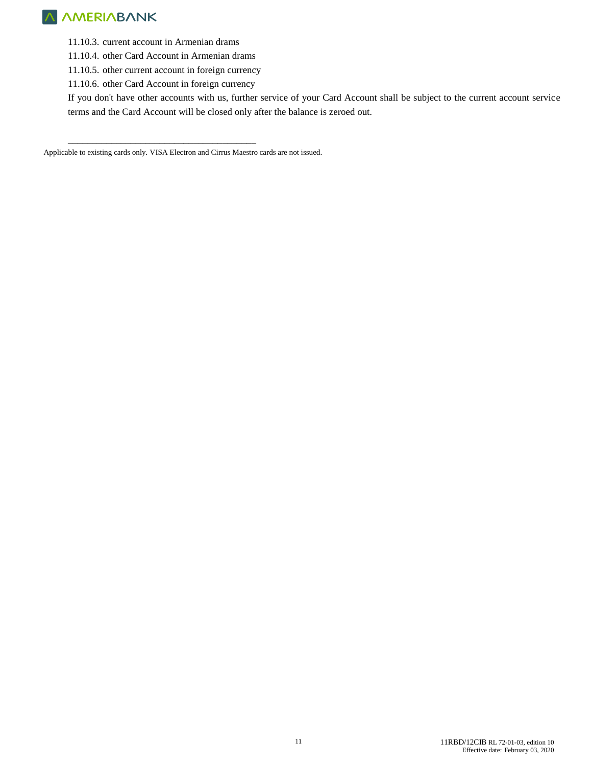11.10.3. current account in Armenian drams

11.10.4. other Card Account in Armenian drams

11.10.5. other current account in foreign currency

11.10.6. other Card Account in foreign currency

If you don't have other accounts with us, further service of your Card Account shall be subject to the current account service terms and the Card Account will be closed only after the balance is zeroed out.

_______________________________________

Applicable to existing cards only. VISA Electron and Cirrus Maestro cards are not issued.